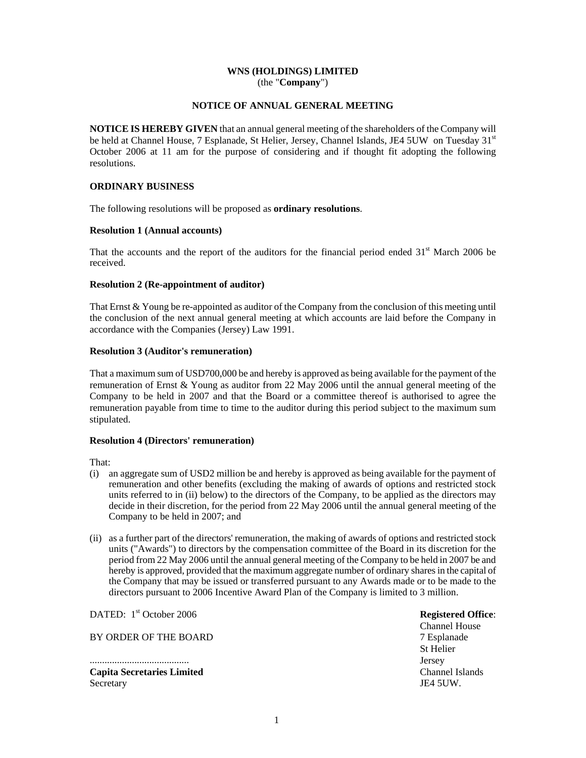**WNS (HOLDINGS) LIMITED**
(the "**Company**")

**NOTICE OF ANNUAL GENERAL MEETING**

**NOTICE IS HEREBY GIVEN** that an annual general meeting of the shareholders of the Company will be held at Channel House, 7 Esplanade, St Helier, Jersey, Channel Islands, JE4 5UW on Tuesday 31st October 2006 at 11 am for the purpose of considering and if thought fit adopting the following resolutions.

**ORDINARY BUSINESS**

The following resolutions will be proposed as **ordinary resolutions**.

**Resolution 1 (Annual accounts)**

That the accounts and the report of the auditors for the financial period ended 31st March 2006 be received.

**Resolution 2 (Re-appointment of auditor)**

That Ernst & Young be re-appointed as auditor of the Company from the conclusion of this meeting until the conclusion of the next annual general meeting at which accounts are laid before the Company in accordance with the Companies (Jersey) Law 1991.

**Resolution 3 (Auditor's remuneration)**

That a maximum sum of USD700,000 be and hereby is approved as being available for the payment of the remuneration of Ernst & Young as auditor from 22 May 2006 until the annual general meeting of the Company to be held in 2007 and that the Board or a committee thereof is authorised to agree the remuneration payable from time to time to the auditor during this period subject to the maximum sum stipulated.

**Resolution 4 (Directors' remuneration)**

That:

(i) an aggregate sum of USD2 million be and hereby is approved as being available for the payment of remuneration and other benefits (excluding the making of awards of options and restricted stock units referred to in (ii) below) to the directors of the Company, to be applied as the directors may decide in their discretion, for the period from 22 May 2006 until the annual general meeting of the Company to be held in 2007; and

(ii) as a further part of the directors' remuneration, the making of awards of options and restricted stock units ("Awards") to directors by the compensation committee of the Board in its discretion for the period from 22 May 2006 until the annual general meeting of the Company to be held in 2007 be and hereby is approved, provided that the maximum aggregate number of ordinary shares in the capital of the Company that may be issued or transferred pursuant to any Awards made or to be made to the directors pursuant to 2006 Incentive Award Plan of the Company is limited to 3 million.

DATED: 1st October 2006

BY ORDER OF THE BOARD

........................................
**Capita Secretaries Limited**
Secretary

**Registered Office**:
Channel House
7 Esplanade
St Helier
Jersey
Channel Islands
JE4 5UW.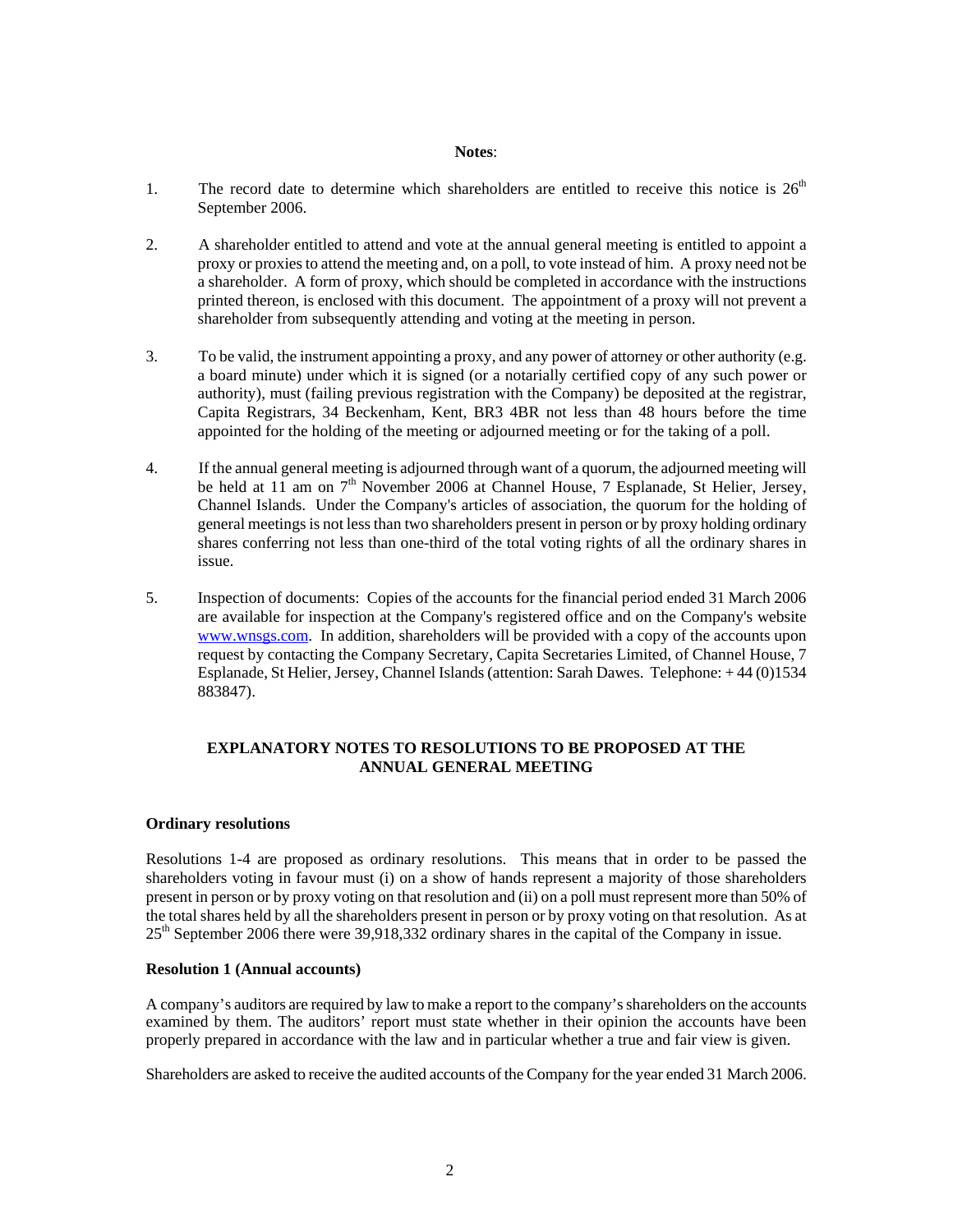**Notes**:

1. The record date to determine which shareholders are entitled to receive this notice is 26th September 2006.

2. A shareholder entitled to attend and vote at the annual general meeting is entitled to appoint a proxy or proxies to attend the meeting and, on a poll, to vote instead of him. A proxy need not be a shareholder. A form of proxy, which should be completed in accordance with the instructions printed thereon, is enclosed with this document. The appointment of a proxy will not prevent a shareholder from subsequently attending and voting at the meeting in person.

3. To be valid, the instrument appointing a proxy, and any power of attorney or other authority (e.g. a board minute) under which it is signed (or a notarially certified copy of any such power or authority), must (failing previous registration with the Company) be deposited at the registrar, Capita Registrars, 34 Beckenham, Kent, BR3 4BR not less than 48 hours before the time appointed for the holding of the meeting or adjourned meeting or for the taking of a poll.

4. If the annual general meeting is adjourned through want of a quorum, the adjourned meeting will be held at 11 am on 7th November 2006 at Channel House, 7 Esplanade, St Helier, Jersey, Channel Islands. Under the Company's articles of association, the quorum for the holding of general meetings is not less than two shareholders present in person or by proxy holding ordinary shares conferring not less than one-third of the total voting rights of all the ordinary shares in issue.

5. Inspection of documents: Copies of the accounts for the financial period ended 31 March 2006 are available for inspection at the Company's registered office and on the Company's website www.wnsgs.com. In addition, shareholders will be provided with a copy of the accounts upon request by contacting the Company Secretary, Capita Secretaries Limited, of Channel House, 7 Esplanade, St Helier, Jersey, Channel Islands (attention: Sarah Dawes. Telephone: + 44 (0)1534 883847).

## EXPLANATORY NOTES TO RESOLUTIONS TO BE PROPOSED AT THE ANNUAL GENERAL MEETING

### Ordinary resolutions

Resolutions 1-4 are proposed as ordinary resolutions. This means that in order to be passed the shareholders voting in favour must (i) on a show of hands represent a majority of those shareholders present in person or by proxy voting on that resolution and (ii) on a poll must represent more than 50% of the total shares held by all the shareholders present in person or by proxy voting on that resolution. As at 25th September 2006 there were 39,918,332 ordinary shares in the capital of the Company in issue.

### Resolution 1 (Annual accounts)

A company's auditors are required by law to make a report to the company's shareholders on the accounts examined by them. The auditors' report must state whether in their opinion the accounts have been properly prepared in accordance with the law and in particular whether a true and fair view is given.

Shareholders are asked to receive the audited accounts of the Company for the year ended 31 March 2006.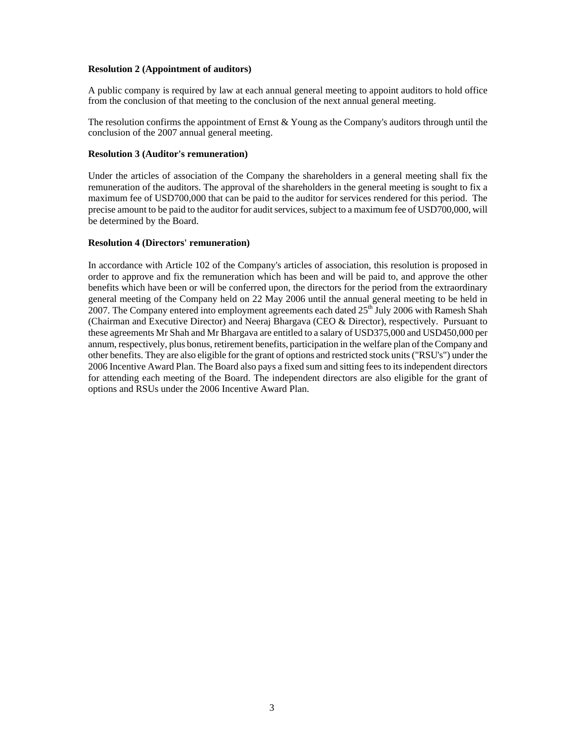**Resolution 2 (Appointment of auditors)**

A public company is required by law at each annual general meeting to appoint auditors to hold office from the conclusion of that meeting to the conclusion of the next annual general meeting.

The resolution confirms the appointment of Ernst & Young as the Company's auditors through until the conclusion of the 2007 annual general meeting.

**Resolution 3 (Auditor's remuneration)**

Under the articles of association of the Company the shareholders in a general meeting shall fix the remuneration of the auditors. The approval of the shareholders in the general meeting is sought to fix a maximum fee of USD700,000 that can be paid to the auditor for services rendered for this period. The precise amount to be paid to the auditor for audit services, subject to a maximum fee of USD700,000, will be determined by the Board.

**Resolution 4 (Directors' remuneration)**

In accordance with Article 102 of the Company's articles of association, this resolution is proposed in order to approve and fix the remuneration which has been and will be paid to, and approve the other benefits which have been or will be conferred upon, the directors for the period from the extraordinary general meeting of the Company held on 22 May 2006 until the annual general meeting to be held in 2007. The Company entered into employment agreements each dated 25th July 2006 with Ramesh Shah (Chairman and Executive Director) and Neeraj Bhargava (CEO & Director), respectively. Pursuant to these agreements Mr Shah and Mr Bhargava are entitled to a salary of USD375,000 and USD450,000 per annum, respectively, plus bonus, retirement benefits, participation in the welfare plan of the Company and other benefits. They are also eligible for the grant of options and restricted stock units ("RSU's") under the 2006 Incentive Award Plan. The Board also pays a fixed sum and sitting fees to its independent directors for attending each meeting of the Board. The independent directors are also eligible for the grant of options and RSUs under the 2006 Incentive Award Plan.